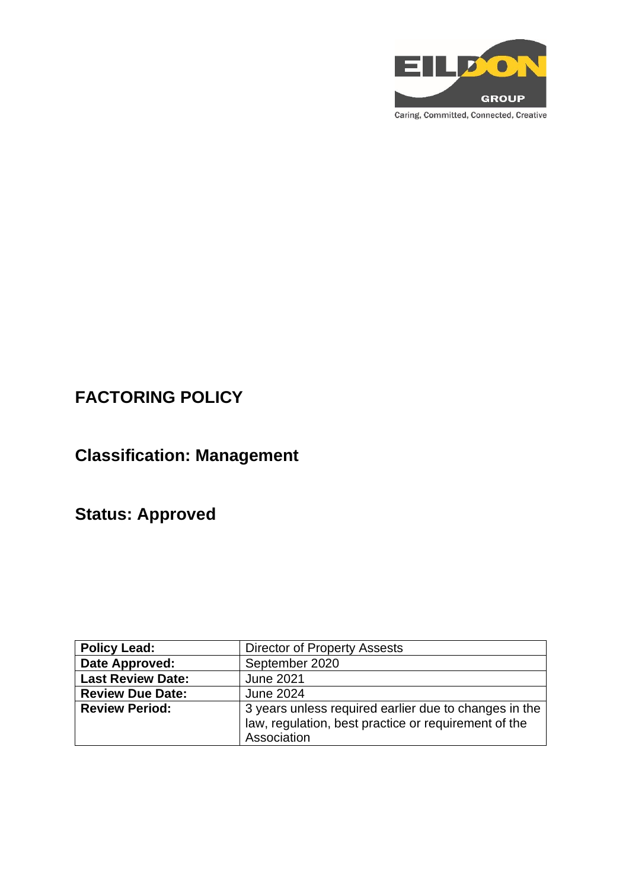EILDON GROUP

Caring, Committed, Connected, Creative

# FACTORING POLICY

## Classification: Management

## Status: Approved

| **Policy Lead:** | Director of Property Assests |
|---|---|
| **Date Approved:** | September 2020 |
| **Last Review Date:** | June 2021 |
| **Review Due Date:** | June 2024 |
| **Review Period:** | 3 years unless required earlier due to changes in the law, regulation, best practice or requirement of the Association |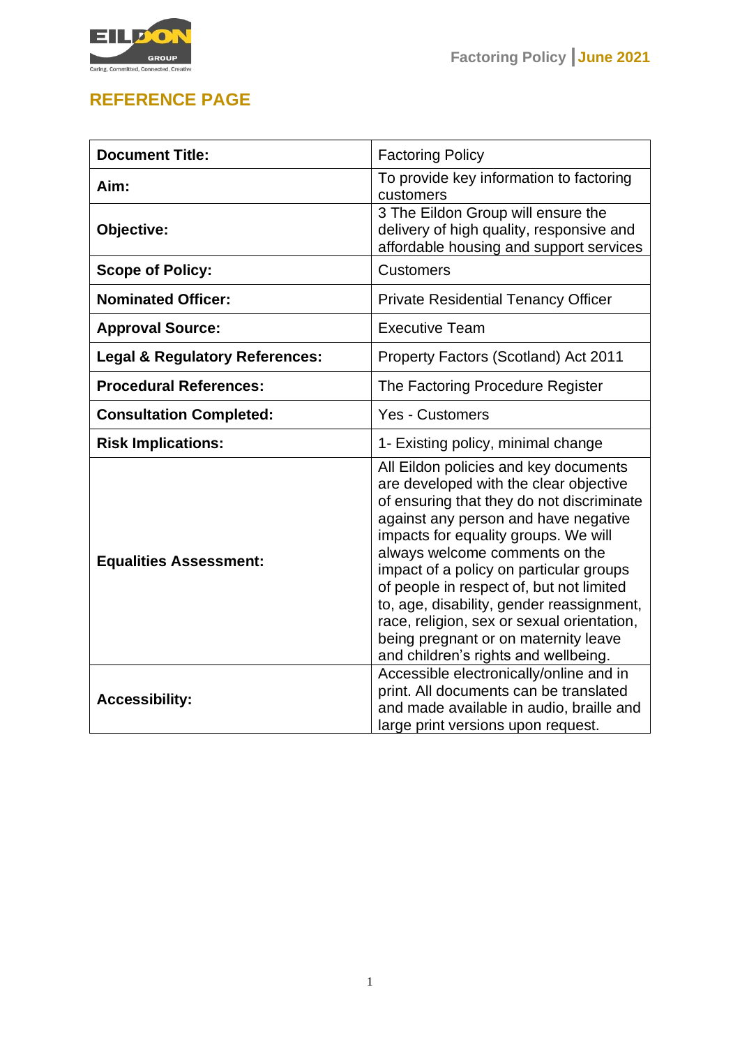## REFERENCE PAGE

| Document Title: | Factoring Policy |
|---|---|
| Aim: | To provide key information to factoring customers |
| Objective: | 3 The Eildon Group will ensure the delivery of high quality, responsive and affordable housing and support services |
| Scope of Policy: | Customers |
| Nominated Officer: | Private Residential Tenancy Officer |
| Approval Source: | Executive Team |
| Legal & Regulatory References: | Property Factors (Scotland) Act 2011 |
| Procedural References: | The Factoring Procedure Register |
| Consultation Completed: | Yes - Customers |
| Risk Implications: | 1- Existing policy, minimal change |
| Equalities Assessment: | All Eildon policies and key documents are developed with the clear objective of ensuring that they do not discriminate against any person and have negative impacts for equality groups. We will always welcome comments on the impact of a policy on particular groups of people in respect of, but not limited to, age, disability, gender reassignment, race, religion, sex or sexual orientation, being pregnant or on maternity leave and children's rights and wellbeing. |
| Accessibility: | Accessible electronically/online and in print. All documents can be translated and made available in audio, braille and large print versions upon request. |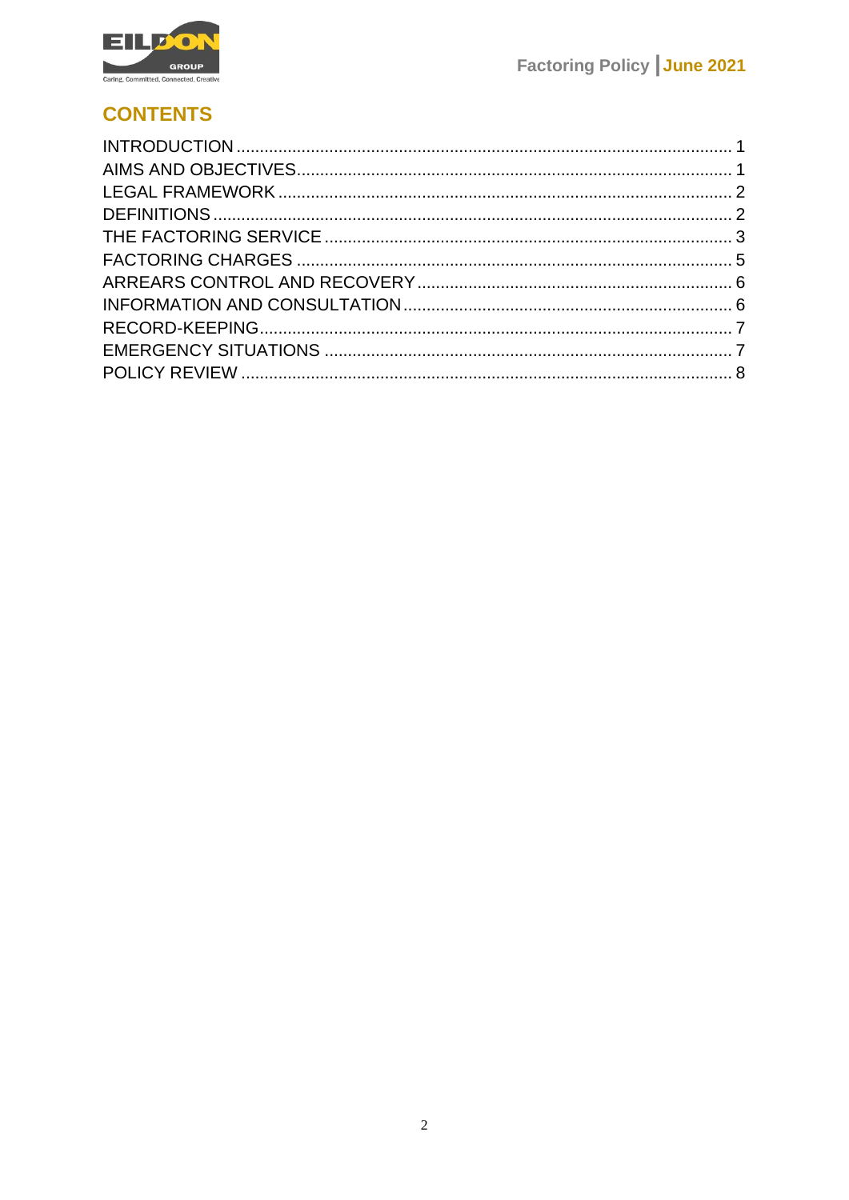## CONTENTS

INTRODUCTION ........................................................................................................ 1
AIMS AND OBJECTIVES............................................................................................ 1
LEGAL FRAMEWORK ............................................................................................... 2
DEFINITIONS ............................................................................................................. 2
THE FACTORING SERVICE ..................................................................................... 3
FACTORING CHARGES ........................................................................................... 5
ARREARS CONTROL AND RECOVERY .................................................................. 6
INFORMATION AND CONSULTATION ..................................................................... 6
RECORD-KEEPING................................................................................................... 7
EMERGENCY SITUATIONS ..................................................................................... 7
POLICY REVIEW ....................................................................................................... 8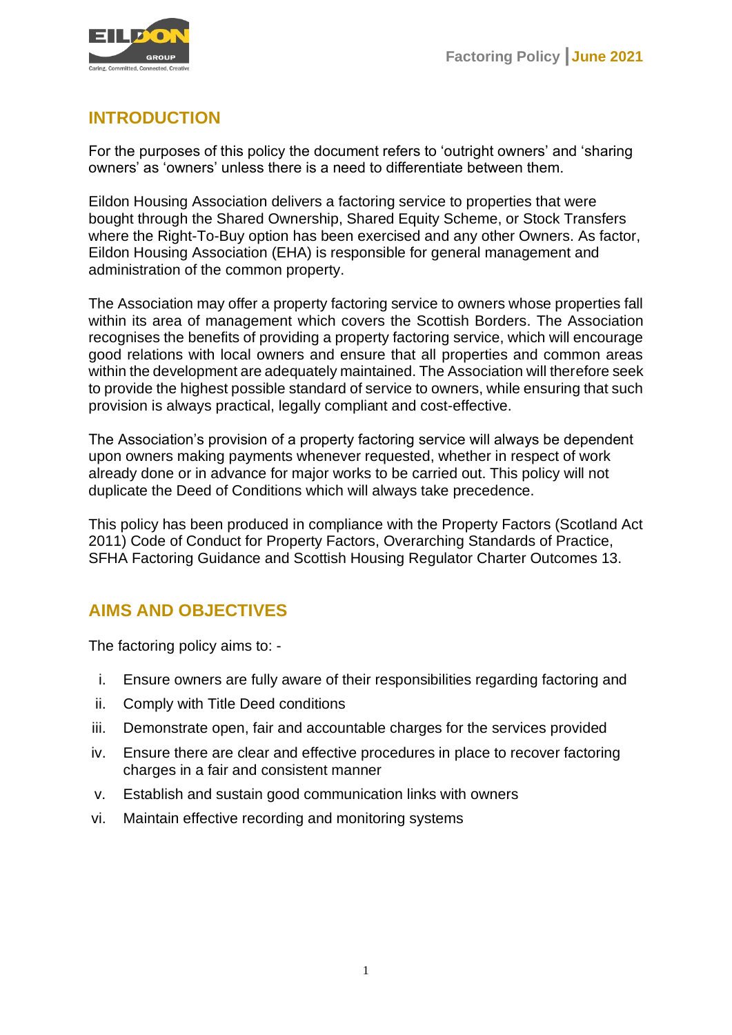## INTRODUCTION

For the purposes of this policy the document refers to 'outright owners' and 'sharing owners' as 'owners' unless there is a need to differentiate between them.

Eildon Housing Association delivers a factoring service to properties that were bought through the Shared Ownership, Shared Equity Scheme, or Stock Transfers where the Right-To-Buy option has been exercised and any other Owners. As factor, Eildon Housing Association (EHA) is responsible for general management and administration of the common property.

The Association may offer a property factoring service to owners whose properties fall within its area of management which covers the Scottish Borders. The Association recognises the benefits of providing a property factoring service, which will encourage good relations with local owners and ensure that all properties and common areas within the development are adequately maintained. The Association will therefore seek to provide the highest possible standard of service to owners, while ensuring that such provision is always practical, legally compliant and cost-effective.

The Association's provision of a property factoring service will always be dependent upon owners making payments whenever requested, whether in respect of work already done or in advance for major works to be carried out. This policy will not duplicate the Deed of Conditions which will always take precedence.

This policy has been produced in compliance with the Property Factors (Scotland Act 2011) Code of Conduct for Property Factors, Overarching Standards of Practice, SFHA Factoring Guidance and Scottish Housing Regulator Charter Outcomes 13.

## AIMS AND OBJECTIVES

The factoring policy aims to: -

i. Ensure owners are fully aware of their responsibilities regarding factoring and
ii. Comply with Title Deed conditions
iii. Demonstrate open, fair and accountable charges for the services provided
iv. Ensure there are clear and effective procedures in place to recover factoring charges in a fair and consistent manner
v. Establish and sustain good communication links with owners
vi. Maintain effective recording and monitoring systems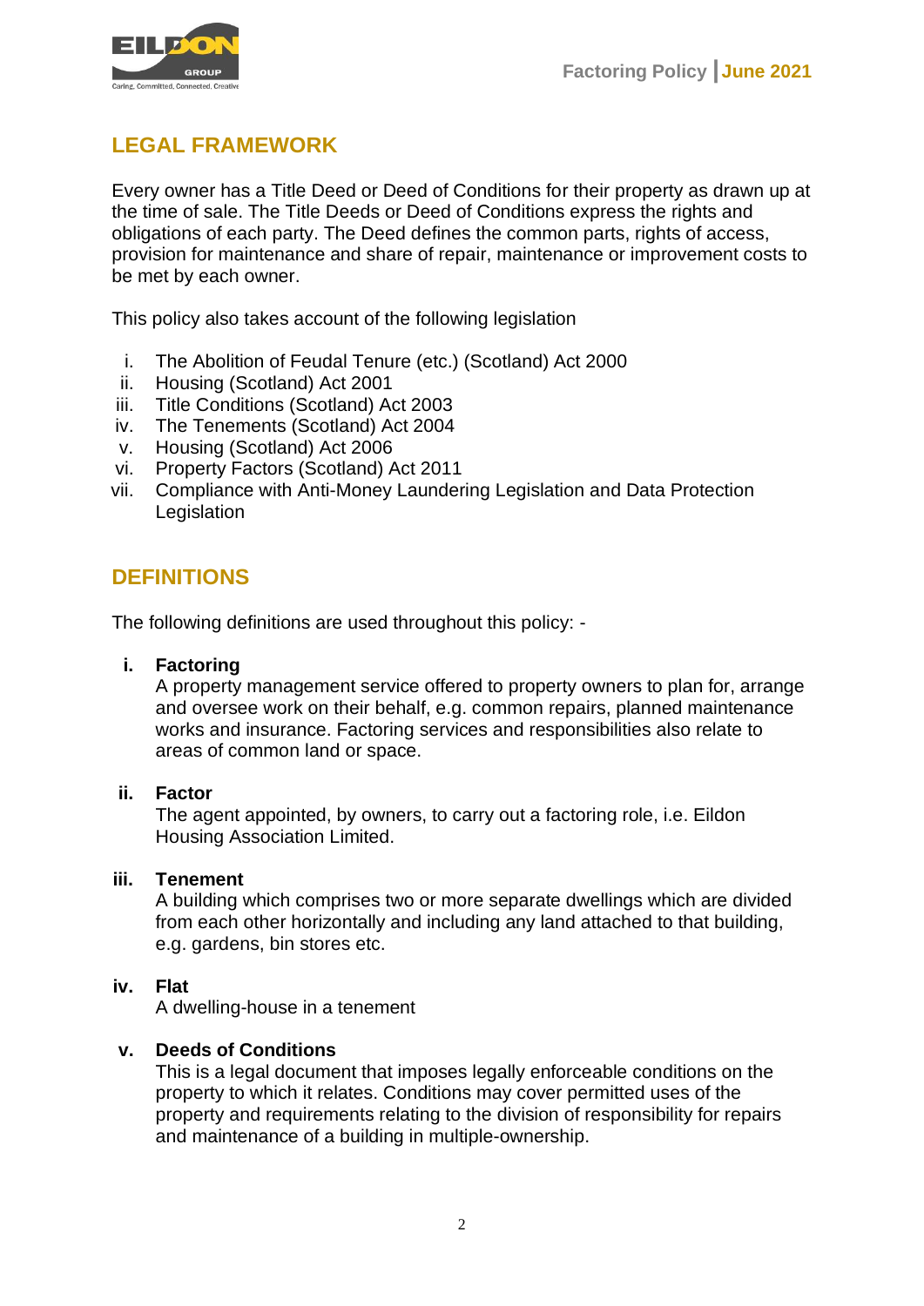## LEGAL FRAMEWORK

Every owner has a Title Deed or Deed of Conditions for their property as drawn up at the time of sale. The Title Deeds or Deed of Conditions express the rights and obligations of each party. The Deed defines the common parts, rights of access, provision for maintenance and share of repair, maintenance or improvement costs to be met by each owner.

This policy also takes account of the following legislation

i. The Abolition of Feudal Tenure (etc.) (Scotland) Act 2000
ii. Housing (Scotland) Act 2001
iii. Title Conditions (Scotland) Act 2003
iv. The Tenements (Scotland) Act 2004
v. Housing (Scotland) Act 2006
vi. Property Factors (Scotland) Act 2011
vii. Compliance with Anti-Money Laundering Legislation and Data Protection Legislation

## DEFINITIONS

The following definitions are used throughout this policy: -

**i. Factoring**
A property management service offered to property owners to plan for, arrange and oversee work on their behalf, e.g. common repairs, planned maintenance works and insurance. Factoring services and responsibilities also relate to areas of common land or space.

**ii. Factor**
The agent appointed, by owners, to carry out a factoring role, i.e. Eildon Housing Association Limited.

**iii. Tenement**
A building which comprises two or more separate dwellings which are divided from each other horizontally and including any land attached to that building, e.g. gardens, bin stores etc.

**iv. Flat**
A dwelling-house in a tenement

**v. Deeds of Conditions**
This is a legal document that imposes legally enforceable conditions on the property to which it relates. Conditions may cover permitted uses of the property and requirements relating to the division of responsibility for repairs and maintenance of a building in multiple-ownership.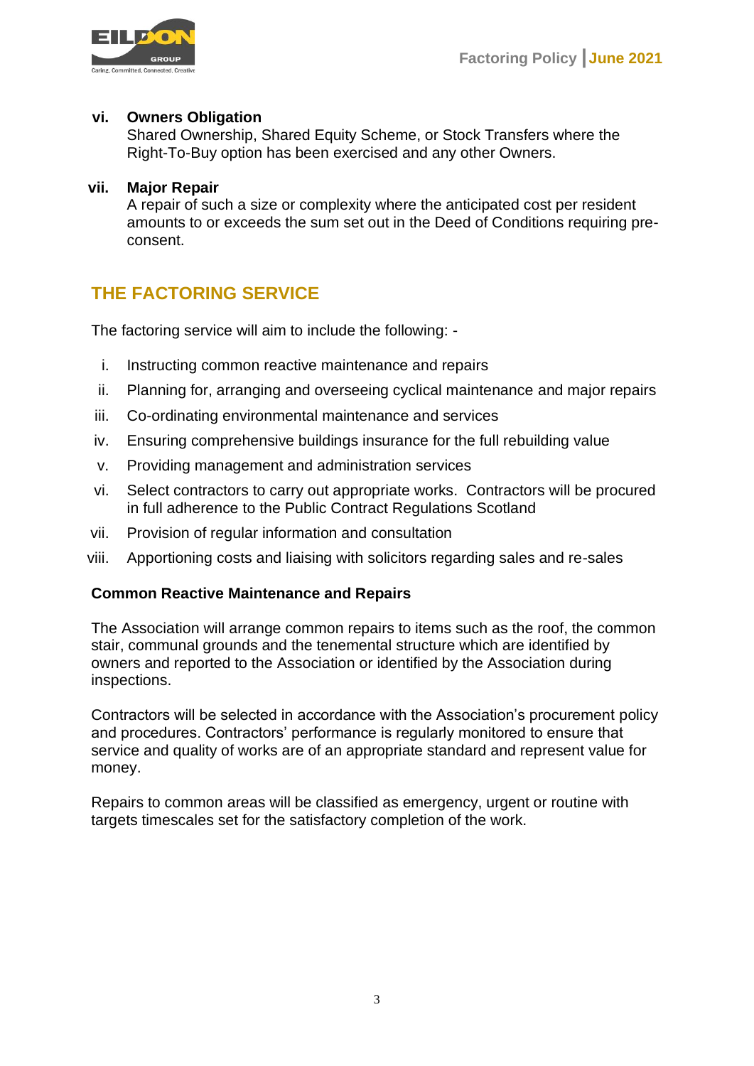vi. **Owners Obligation**
Shared Ownership, Shared Equity Scheme, or Stock Transfers where the Right-To-Buy option has been exercised and any other Owners.

vii. **Major Repair**
A repair of such a size or complexity where the anticipated cost per resident amounts to or exceeds the sum set out in the Deed of Conditions requiring pre-consent.

## THE FACTORING SERVICE

The factoring service will aim to include the following: -

i. Instructing common reactive maintenance and repairs
ii. Planning for, arranging and overseeing cyclical maintenance and major repairs
iii. Co-ordinating environmental maintenance and services
iv. Ensuring comprehensive buildings insurance for the full rebuilding value
v. Providing management and administration services
vi. Select contractors to carry out appropriate works. Contractors will be procured in full adherence to the Public Contract Regulations Scotland
vii. Provision of regular information and consultation
viii. Apportioning costs and liaising with solicitors regarding sales and re-sales

### Common Reactive Maintenance and Repairs

The Association will arrange common repairs to items such as the roof, the common stair, communal grounds and the tenemental structure which are identified by owners and reported to the Association or identified by the Association during inspections.

Contractors will be selected in accordance with the Association's procurement policy and procedures. Contractors' performance is regularly monitored to ensure that service and quality of works are of an appropriate standard and represent value for money.

Repairs to common areas will be classified as emergency, urgent or routine with targets timescales set for the satisfactory completion of the work.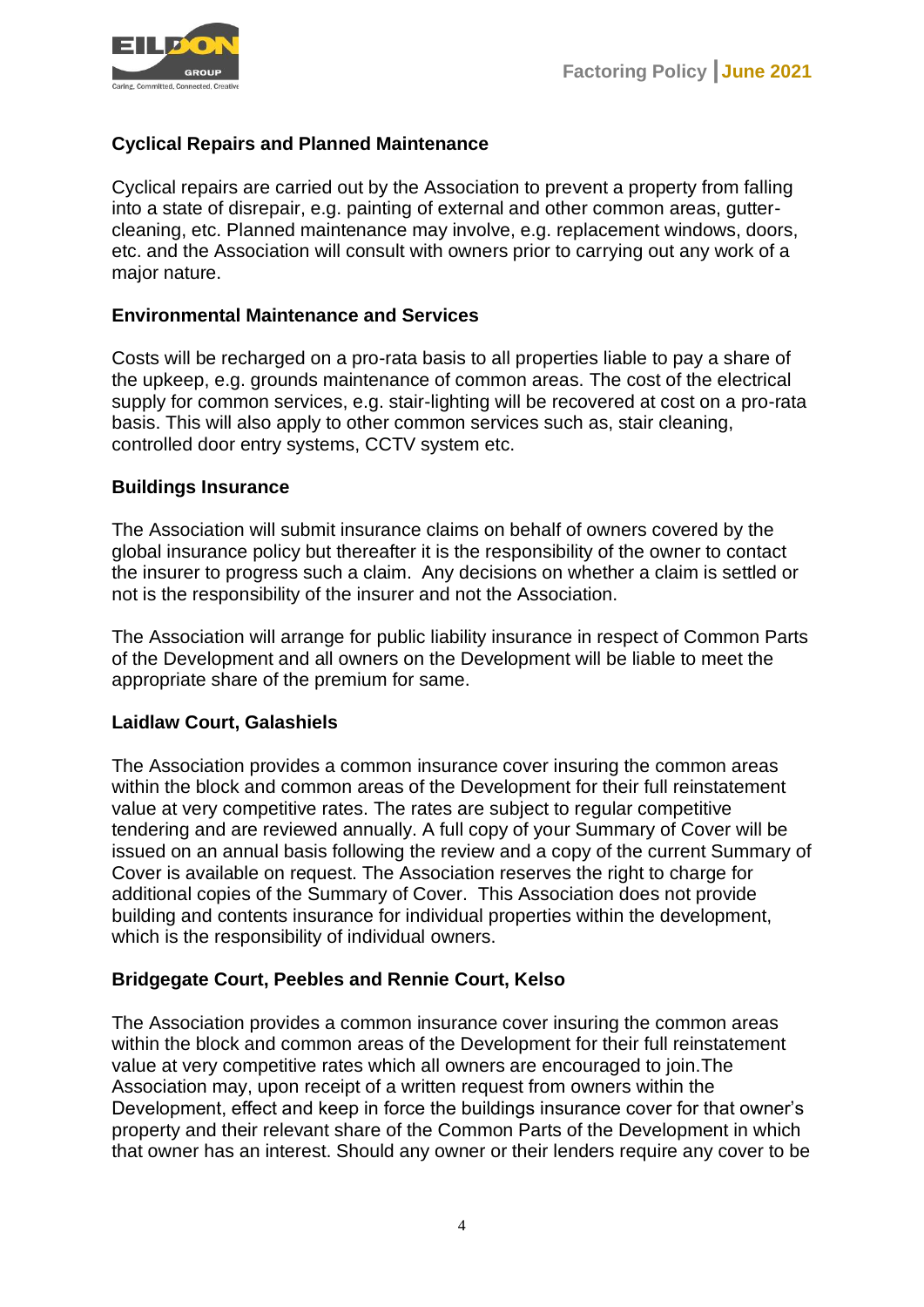**Cyclical Repairs and Planned Maintenance**

Cyclical repairs are carried out by the Association to prevent a property from falling into a state of disrepair, e.g. painting of external and other common areas, gutter-cleaning, etc. Planned maintenance may involve, e.g. replacement windows, doors, etc. and the Association will consult with owners prior to carrying out any work of a major nature.

**Environmental Maintenance and Services**

Costs will be recharged on a pro-rata basis to all properties liable to pay a share of the upkeep, e.g. grounds maintenance of common areas. The cost of the electrical supply for common services, e.g. stair-lighting will be recovered at cost on a pro-rata basis. This will also apply to other common services such as, stair cleaning, controlled door entry systems, CCTV system etc.

**Buildings Insurance**

The Association will submit insurance claims on behalf of owners covered by the global insurance policy but thereafter it is the responsibility of the owner to contact the insurer to progress such a claim. Any decisions on whether a claim is settled or not is the responsibility of the insurer and not the Association.

The Association will arrange for public liability insurance in respect of Common Parts of the Development and all owners on the Development will be liable to meet the appropriate share of the premium for same.

**Laidlaw Court, Galashiels**

The Association provides a common insurance cover insuring the common areas within the block and common areas of the Development for their full reinstatement value at very competitive rates. The rates are subject to regular competitive tendering and are reviewed annually. A full copy of your Summary of Cover will be issued on an annual basis following the review and a copy of the current Summary of Cover is available on request. The Association reserves the right to charge for additional copies of the Summary of Cover. This Association does not provide building and contents insurance for individual properties within the development, which is the responsibility of individual owners.

**Bridgegate Court, Peebles and Rennie Court, Kelso**

The Association provides a common insurance cover insuring the common areas within the block and common areas of the Development for their full reinstatement value at very competitive rates which all owners are encouraged to join.The Association may, upon receipt of a written request from owners within the Development, effect and keep in force the buildings insurance cover for that owner's property and their relevant share of the Common Parts of the Development in which that owner has an interest. Should any owner or their lenders require any cover to be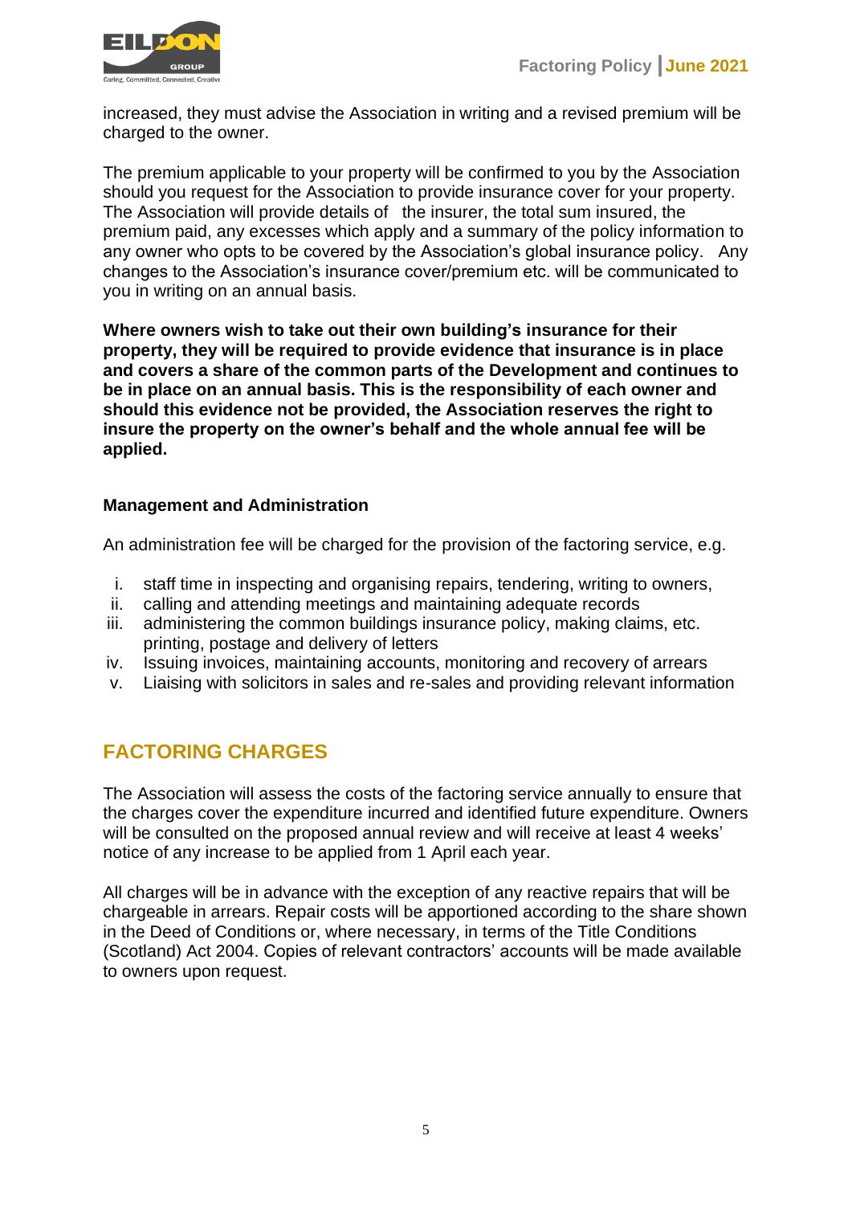increased, they must advise the Association in writing and a revised premium will be charged to the owner.

The premium applicable to your property will be confirmed to you by the Association should you request for the Association to provide insurance cover for your property. The Association will provide details of the insurer, the total sum insured, the premium paid, any excesses which apply and a summary of the policy information to any owner who opts to be covered by the Association's global insurance policy. Any changes to the Association's insurance cover/premium etc. will be communicated to you in writing on an annual basis.

**Where owners wish to take out their own building's insurance for their property, they will be required to provide evidence that insurance is in place and covers a share of the common parts of the Development and continues to be in place on an annual basis. This is the responsibility of each owner and should this evidence not be provided, the Association reserves the right to insure the property on the owner's behalf and the whole annual fee will be applied.**

### Management and Administration

An administration fee will be charged for the provision of the factoring service, e.g.

i. staff time in inspecting and organising repairs, tendering, writing to owners,
ii. calling and attending meetings and maintaining adequate records
iii. administering the common buildings insurance policy, making claims, etc. printing, postage and delivery of letters
iv. Issuing invoices, maintaining accounts, monitoring and recovery of arrears
v. Liaising with solicitors in sales and re-sales and providing relevant information

## FACTORING CHARGES

The Association will assess the costs of the factoring service annually to ensure that the charges cover the expenditure incurred and identified future expenditure. Owners will be consulted on the proposed annual review and will receive at least 4 weeks' notice of any increase to be applied from 1 April each year.

All charges will be in advance with the exception of any reactive repairs that will be chargeable in arrears. Repair costs will be apportioned according to the share shown in the Deed of Conditions or, where necessary, in terms of the Title Conditions (Scotland) Act 2004. Copies of relevant contractors' accounts will be made available to owners upon request.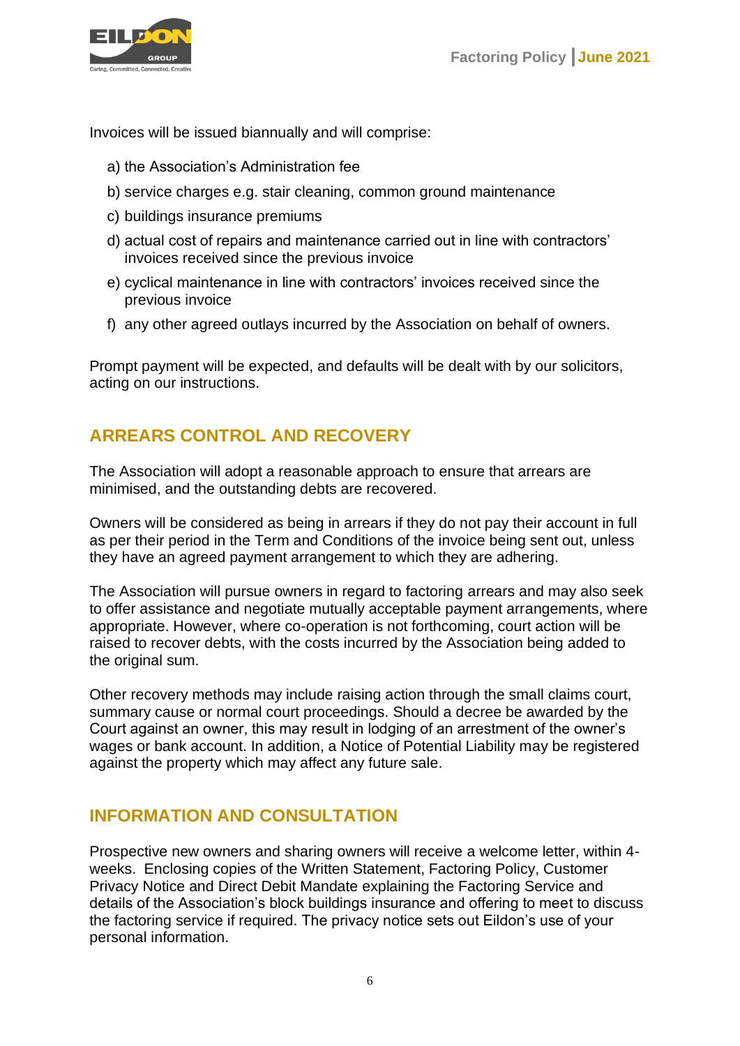Invoices will be issued biannually and will comprise:

a) the Association's Administration fee

b) service charges e.g. stair cleaning, common ground maintenance

c) buildings insurance premiums

d) actual cost of repairs and maintenance carried out in line with contractors' invoices received since the previous invoice

e) cyclical maintenance in line with contractors' invoices received since the previous invoice

f) any other agreed outlays incurred by the Association on behalf of owners.

Prompt payment will be expected, and defaults will be dealt with by our solicitors, acting on our instructions.

## ARREARS CONTROL AND RECOVERY

The Association will adopt a reasonable approach to ensure that arrears are minimised, and the outstanding debts are recovered.

Owners will be considered as being in arrears if they do not pay their account in full as per their period in the Term and Conditions of the invoice being sent out, unless they have an agreed payment arrangement to which they are adhering.

The Association will pursue owners in regard to factoring arrears and may also seek to offer assistance and negotiate mutually acceptable payment arrangements, where appropriate. However, where co-operation is not forthcoming, court action will be raised to recover debts, with the costs incurred by the Association being added to the original sum.

Other recovery methods may include raising action through the small claims court, summary cause or normal court proceedings. Should a decree be awarded by the Court against an owner, this may result in lodging of an arrestment of the owner's wages or bank account. In addition, a Notice of Potential Liability may be registered against the property which may affect any future sale.

## INFORMATION AND CONSULTATION

Prospective new owners and sharing owners will receive a welcome letter, within 4-weeks. Enclosing copies of the Written Statement, Factoring Policy, Customer Privacy Notice and Direct Debit Mandate explaining the Factoring Service and details of the Association's block buildings insurance and offering to meet to discuss the factoring service if required. The privacy notice sets out Eildon's use of your personal information.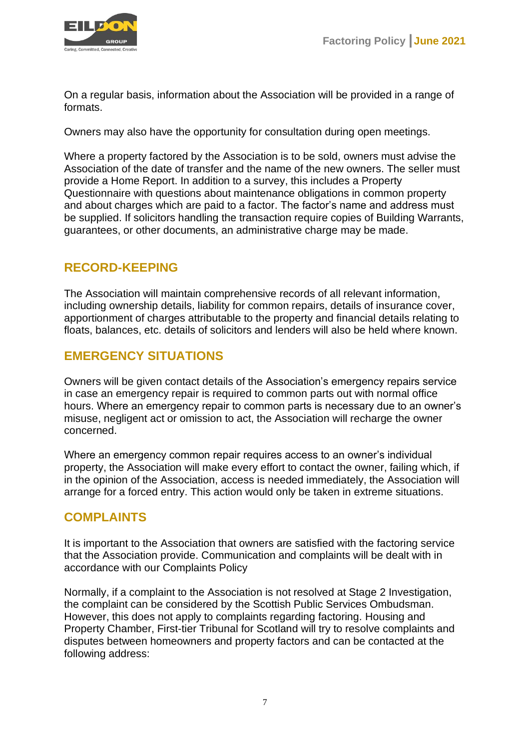On a regular basis, information about the Association will be provided in a range of formats.

Owners may also have the opportunity for consultation during open meetings.

Where a property factored by the Association is to be sold, owners must advise the Association of the date of transfer and the name of the new owners. The seller must provide a Home Report. In addition to a survey, this includes a Property Questionnaire with questions about maintenance obligations in common property and about charges which are paid to a factor. The factor's name and address must be supplied. If solicitors handling the transaction require copies of Building Warrants, guarantees, or other documents, an administrative charge may be made.

## RECORD-KEEPING

The Association will maintain comprehensive records of all relevant information, including ownership details, liability for common repairs, details of insurance cover, apportionment of charges attributable to the property and financial details relating to floats, balances, etc. details of solicitors and lenders will also be held where known.

## EMERGENCY SITUATIONS

Owners will be given contact details of the Association's emergency repairs service in case an emergency repair is required to common parts out with normal office hours. Where an emergency repair to common parts is necessary due to an owner's misuse, negligent act or omission to act, the Association will recharge the owner concerned.

Where an emergency common repair requires access to an owner's individual property, the Association will make every effort to contact the owner, failing which, if in the opinion of the Association, access is needed immediately, the Association will arrange for a forced entry. This action would only be taken in extreme situations.

## COMPLAINTS

It is important to the Association that owners are satisfied with the factoring service that the Association provide. Communication and complaints will be dealt with in accordance with our Complaints Policy

Normally, if a complaint to the Association is not resolved at Stage 2 Investigation, the complaint can be considered by the Scottish Public Services Ombudsman. However, this does not apply to complaints regarding factoring. Housing and Property Chamber, First-tier Tribunal for Scotland will try to resolve complaints and disputes between homeowners and property factors and can be contacted at the following address: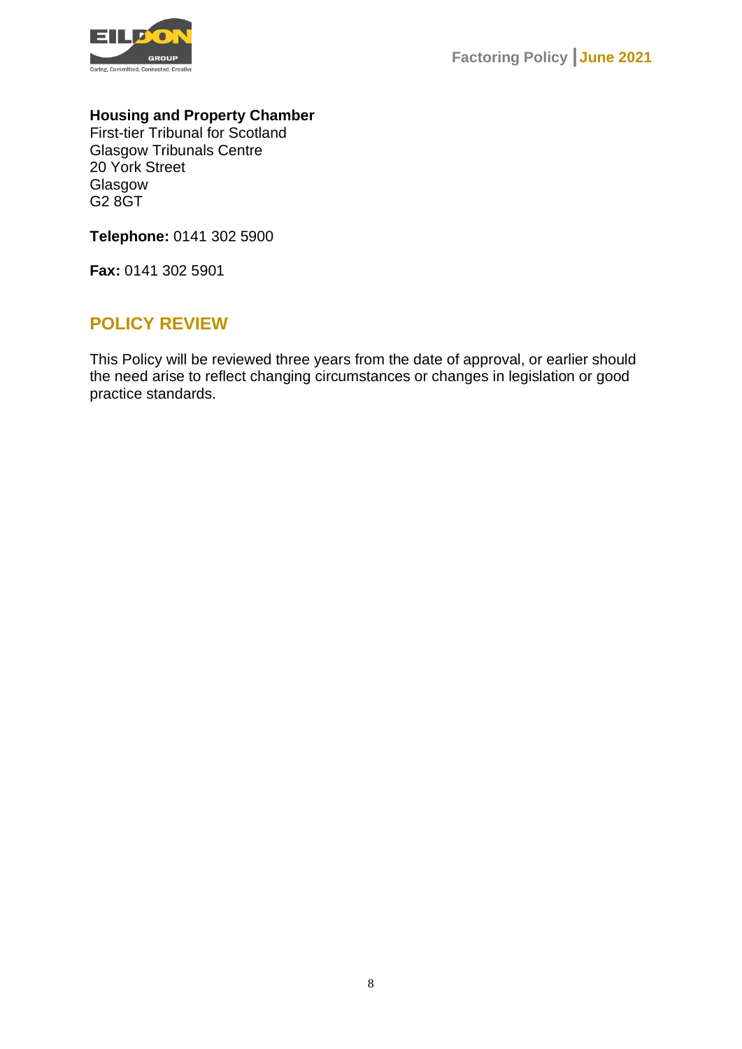**Housing and Property Chamber**
First-tier Tribunal for Scotland
Glasgow Tribunals Centre
20 York Street
Glasgow
G2 8GT

**Telephone:** 0141 302 5900

**Fax:** 0141 302 5901

## POLICY REVIEW

This Policy will be reviewed three years from the date of approval, or earlier should the need arise to reflect changing circumstances or changes in legislation or good practice standards.